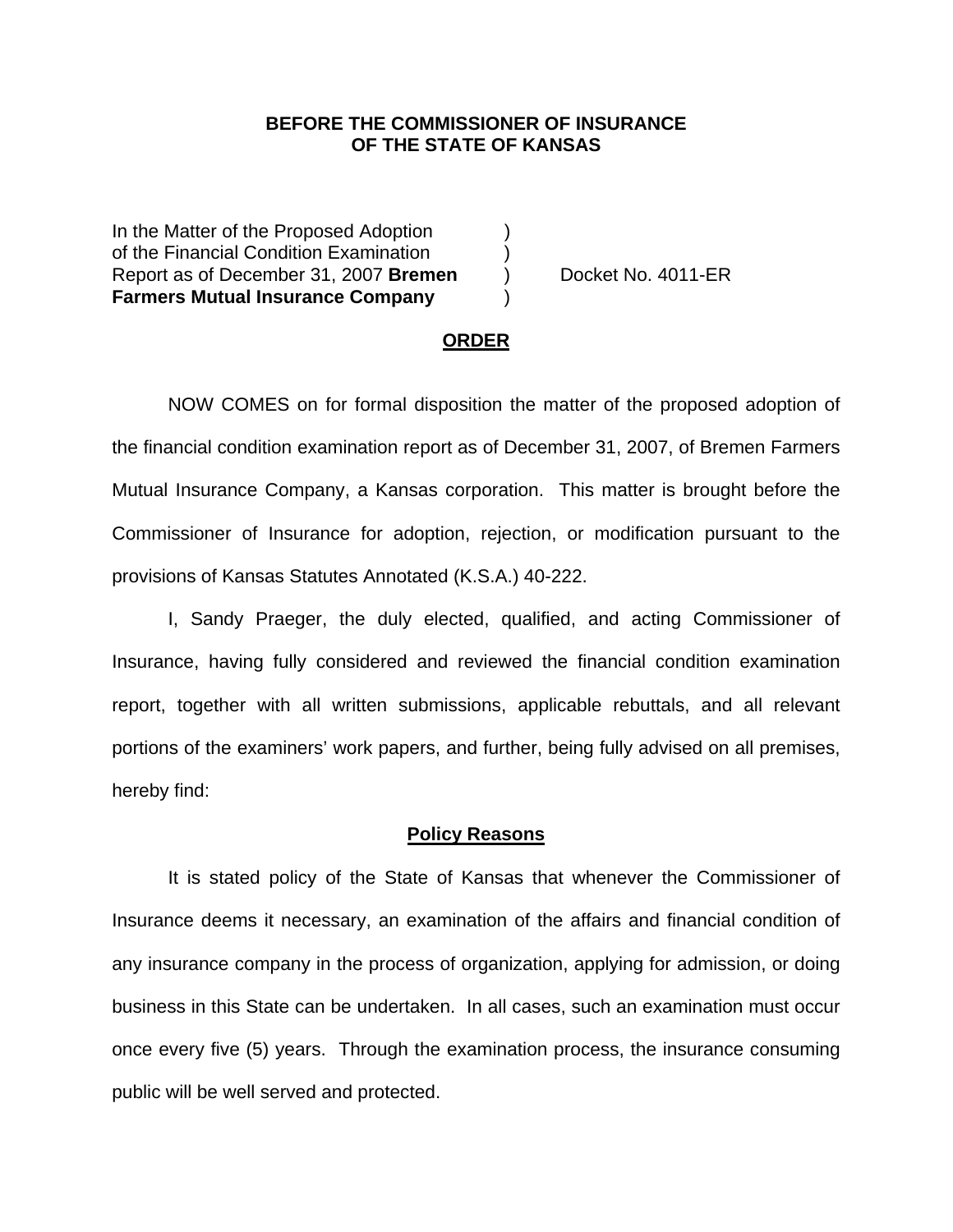**BEFORE THE COMMISSIONER OF INSURANCE**
**OF THE STATE OF KANSAS**

| | | |
|---|---|---|
| In the Matter of the Proposed Adoption of the Financial Condition Examination Report as of December 31, 2007 **Bremen Farmers Mutual Insurance Company** | ) ) ) ) | Docket No. 4011-ER |

## ORDER

NOW COMES on for formal disposition the matter of the proposed adoption of the financial condition examination report as of December 31, 2007, of Bremen Farmers Mutual Insurance Company, a Kansas corporation. This matter is brought before the Commissioner of Insurance for adoption, rejection, or modification pursuant to the provisions of Kansas Statutes Annotated (K.S.A.) 40-222.

I, Sandy Praeger, the duly elected, qualified, and acting Commissioner of Insurance, having fully considered and reviewed the financial condition examination report, together with all written submissions, applicable rebuttals, and all relevant portions of the examiners' work papers, and further, being fully advised on all premises, hereby find:

## Policy Reasons

It is stated policy of the State of Kansas that whenever the Commissioner of Insurance deems it necessary, an examination of the affairs and financial condition of any insurance company in the process of organization, applying for admission, or doing business in this State can be undertaken. In all cases, such an examination must occur once every five (5) years. Through the examination process, the insurance consuming public will be well served and protected.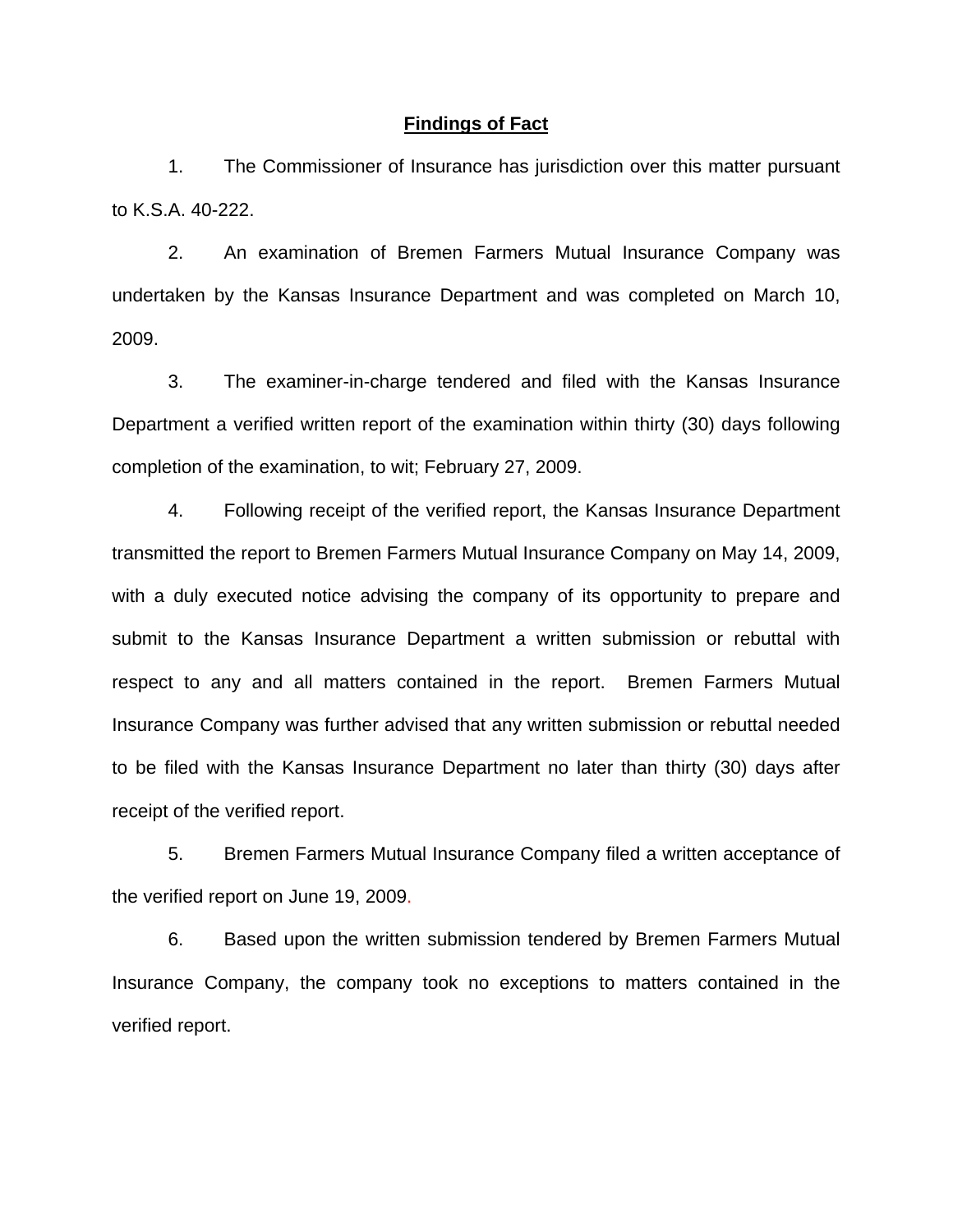## **Findings of Fact**

1. The Commissioner of Insurance has jurisdiction over this matter pursuant to K.S.A. 40-222.

2. An examination of Bremen Farmers Mutual Insurance Company was undertaken by the Kansas Insurance Department and was completed on March 10, 2009.

3. The examiner-in-charge tendered and filed with the Kansas Insurance Department a verified written report of the examination within thirty (30) days following completion of the examination, to wit; February 27, 2009.

4. Following receipt of the verified report, the Kansas Insurance Department transmitted the report to Bremen Farmers Mutual Insurance Company on May 14, 2009, with a duly executed notice advising the company of its opportunity to prepare and submit to the Kansas Insurance Department a written submission or rebuttal with respect to any and all matters contained in the report. Bremen Farmers Mutual Insurance Company was further advised that any written submission or rebuttal needed to be filed with the Kansas Insurance Department no later than thirty (30) days after receipt of the verified report.

5. Bremen Farmers Mutual Insurance Company filed a written acceptance of the verified report on June 19, 2009.

6. Based upon the written submission tendered by Bremen Farmers Mutual Insurance Company, the company took no exceptions to matters contained in the verified report.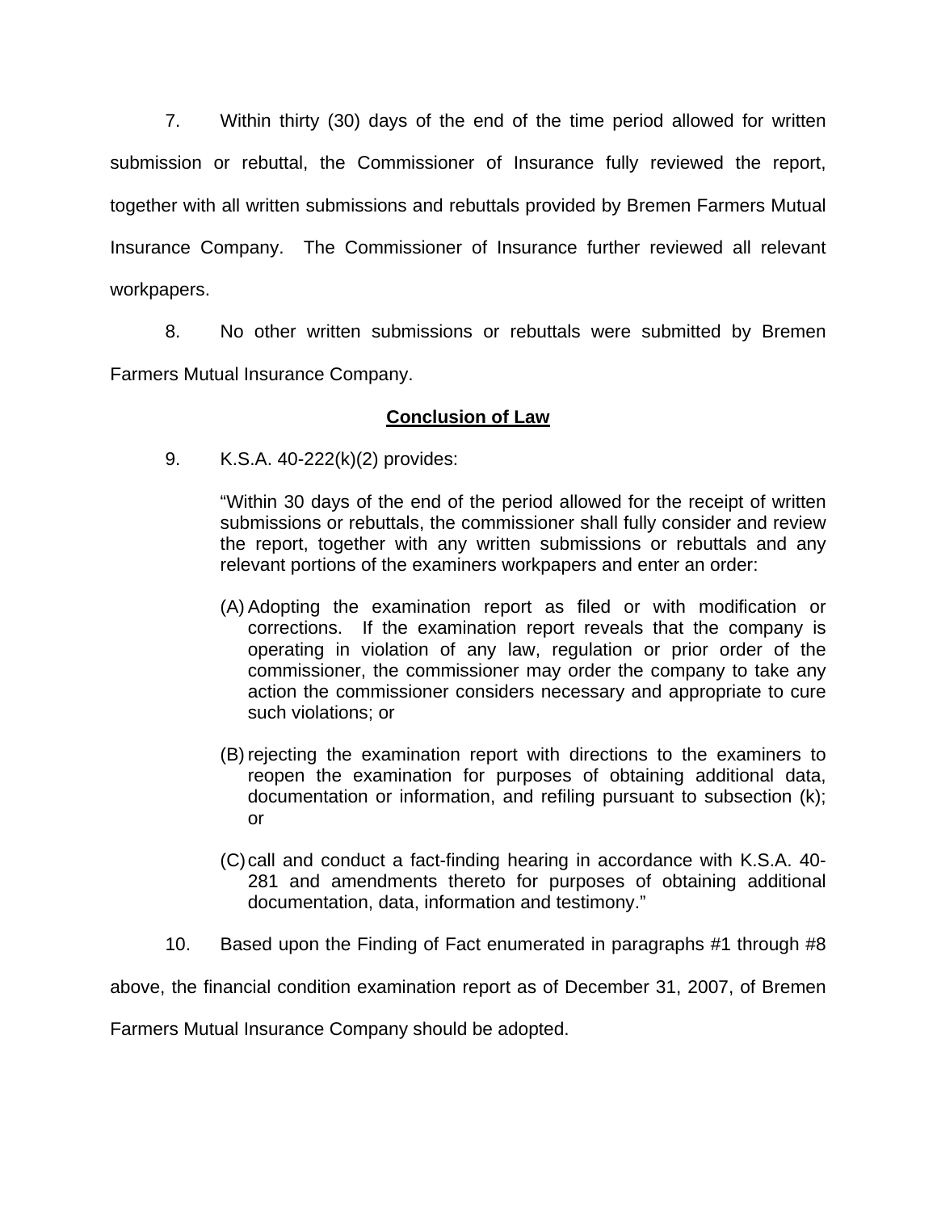7. Within thirty (30) days of the end of the time period allowed for written submission or rebuttal, the Commissioner of Insurance fully reviewed the report, together with all written submissions and rebuttals provided by Bremen Farmers Mutual Insurance Company. The Commissioner of Insurance further reviewed all relevant workpapers.

8. No other written submissions or rebuttals were submitted by Bremen Farmers Mutual Insurance Company.

**Conclusion of Law**

9. K.S.A. 40-222(k)(2) provides:

> "Within 30 days of the end of the period allowed for the receipt of written submissions or rebuttals, the commissioner shall fully consider and review the report, together with any written submissions or rebuttals and any relevant portions of the examiners workpapers and enter an order:
>
> (A) Adopting the examination report as filed or with modification or corrections. If the examination report reveals that the company is operating in violation of any law, regulation or prior order of the commissioner, the commissioner may order the company to take any action the commissioner considers necessary and appropriate to cure such violations; or
>
> (B) rejecting the examination report with directions to the examiners to reopen the examination for purposes of obtaining additional data, documentation or information, and refiling pursuant to subsection (k); or
>
> (C) call and conduct a fact-finding hearing in accordance with K.S.A. 40-281 and amendments thereto for purposes of obtaining additional documentation, data, information and testimony."

10. Based upon the Finding of Fact enumerated in paragraphs #1 through #8 above, the financial condition examination report as of December 31, 2007, of Bremen Farmers Mutual Insurance Company should be adopted.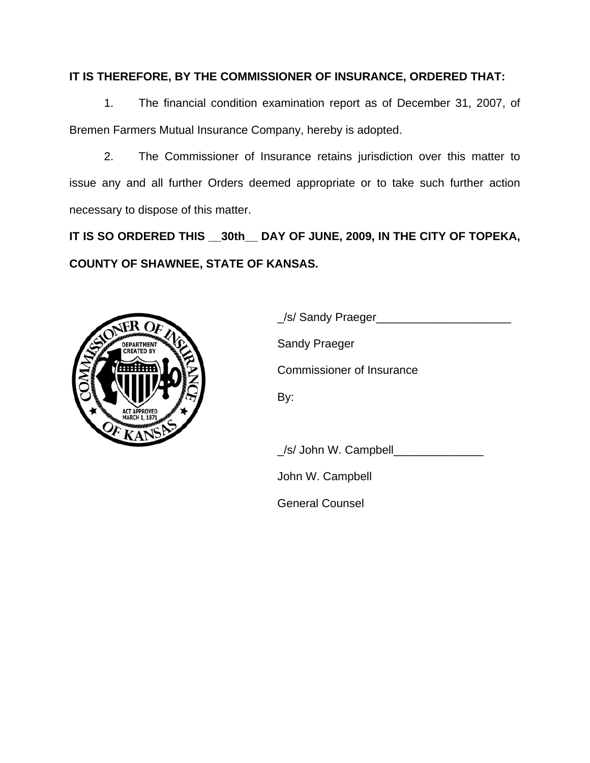**IT IS THEREFORE, BY THE COMMISSIONER OF INSURANCE, ORDERED THAT:**

1. The financial condition examination report as of December 31, 2007, of Bremen Farmers Mutual Insurance Company, hereby is adopted.

2. The Commissioner of Insurance retains jurisdiction over this matter to issue any and all further Orders deemed appropriate or to take such further action necessary to dispose of this matter.

**IT IS SO ORDERED THIS __30th__ DAY OF JUNE, 2009, IN THE CITY OF TOPEKA, COUNTY OF SHAWNEE, STATE OF KANSAS.**

_/s/ Sandy Praeger_____________________

Sandy Praeger

Commissioner of Insurance

By:

_/s/ John W. Campbell______________

John W. Campbell

General Counsel